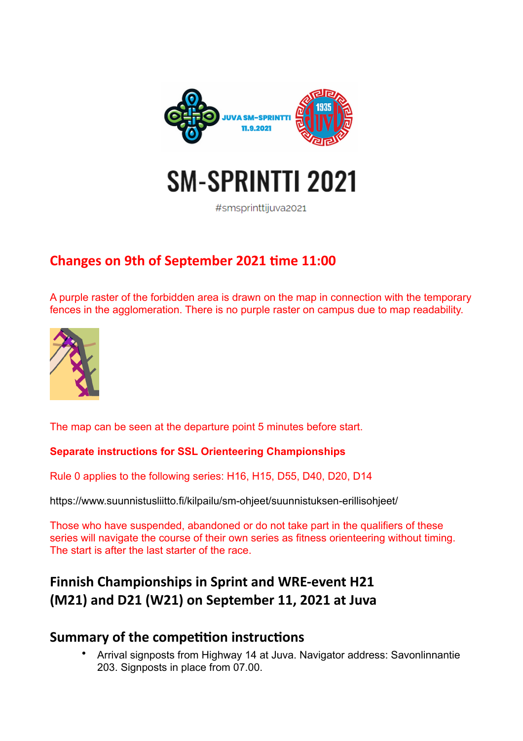JUVA SM-SPRINTTI 11.9.2021

# SM-SPRINTTI 2021

#smsprinttijuva2021

## Changes on 9th of September 2021 time 11:00

A purple raster of the forbidden area is drawn on the map in connection with the temporary fences in the agglomeration. There is no purple raster on campus due to map readability.

The map can be seen at the departure point 5 minutes before start.

**Separate instructions for SSL Orienteering Championships**

Rule 0 applies to the following series: H16, H15, D55, D40, D20, D14

https://www.suunnistusliitto.fi/kilpailu/sm-ohjeet/suunnistuksen-erillisohjeet/

Those who have suspended, abandoned or do not take part in the qualifiers of these series will navigate the course of their own series as fitness orienteering without timing. The start is after the last starter of the race.

## Finnish Championships in Sprint and WRE-event H21 (M21) and D21 (W21) on September 11, 2021 at Juva

### Summary of the competition instructions

- Arrival signposts from Highway 14 at Juva. Navigator address: Savonlinnantie 203. Signposts in place from 07.00.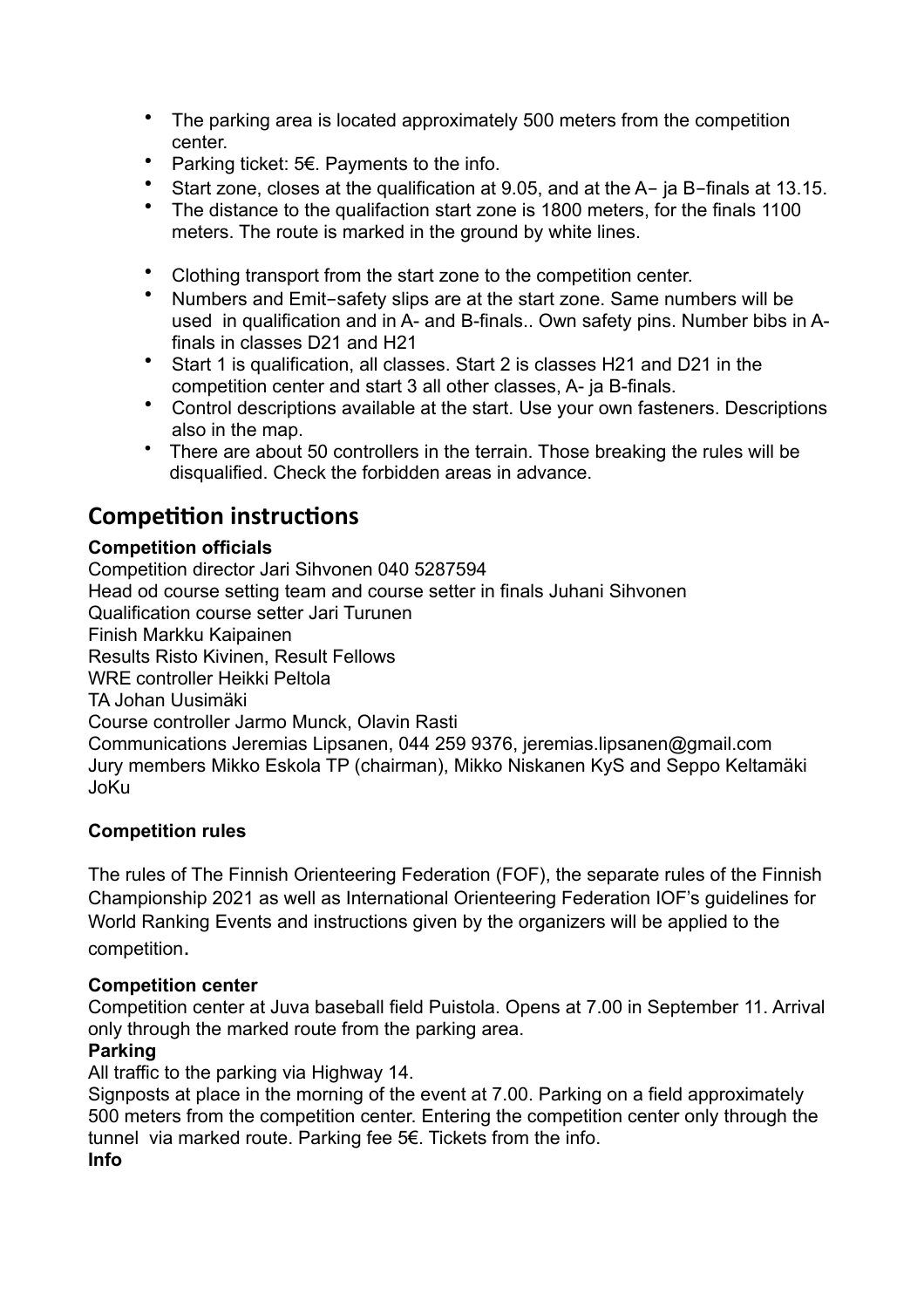- The parking area is located approximately 500 meters from the competition center.
- Parking ticket: 5€. Payments to the info.
- Start zone, closes at the qualification at 9.05, and at the A− ja B−finals at 13.15.
- The distance to the qualifaction start zone is 1800 meters, for the finals 1100 meters. The route is marked in the ground by white lines.
- Clothing transport from the start zone to the competition center.
- Numbers and Emit−safety slips are at the start zone. Same numbers will be used in qualification and in A- and B-finals.. Own safety pins. Number bibs in A-finals in classes D21 and H21
- Start 1 is qualification, all classes. Start 2 is classes H21 and D21 in the competition center and start 3 all other classes, A- ja B-finals.
- Control descriptions available at the start. Use your own fasteners. Descriptions also in the map.
- There are about 50 controllers in the terrain. Those breaking the rules will be disqualified. Check the forbidden areas in advance.

## Competition instructions

**Competition officials**

Competition director Jari Sihvonen 040 5287594
Head od course setting team and course setter in finals Juhani Sihvonen
Qualification course setter Jari Turunen
Finish Markku Kaipainen
Results Risto Kivinen, Result Fellows
WRE controller Heikki Peltola
TA Johan Uusimäki
Course controller Jarmo Munck, Olavin Rasti
Communications Jeremias Lipsanen, 044 259 9376, jeremias.lipsanen@gmail.com
Jury members Mikko Eskola TP (chairman), Mikko Niskanen KyS and Seppo Keltamäki JoKu

**Competition rules**

The rules of The Finnish Orienteering Federation (FOF), the separate rules of the Finnish Championship 2021 as well as International Orienteering Federation IOF's guidelines for World Ranking Events and instructions given by the organizers will be applied to the competition.

**Competition center**

Competition center at Juva baseball field Puistola. Opens at 7.00 in September 11. Arrival only through the marked route from the parking area.

**Parking**

All traffic to the parking via Highway 14.
Signposts at place in the morning of the event at 7.00. Parking on a field approximately 500 meters from the competition center. Entering the competition center only through the tunnel via marked route. Parking fee 5€. Tickets from the info.

**Info**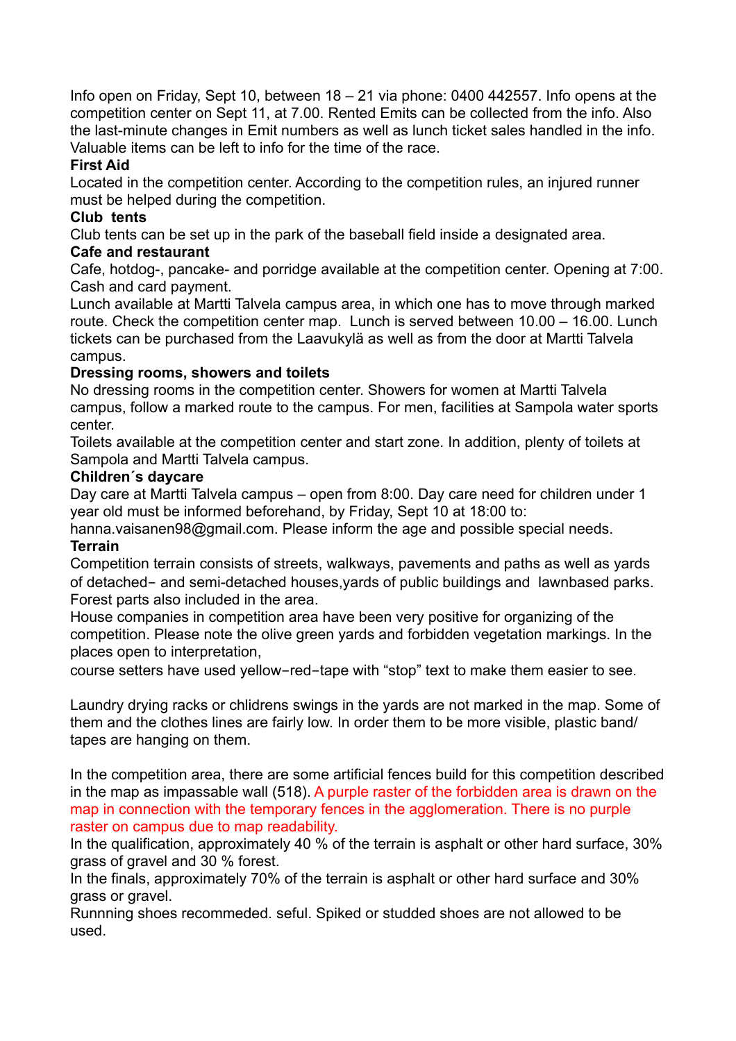Info open on Friday, Sept 10, between 18 – 21 via phone: 0400 442557. Info opens at the competition center on Sept 11, at 7.00. Rented Emits can be collected from the info. Also the last-minute changes in Emit numbers as well as lunch ticket sales handled in the info. Valuable items can be left to info for the time of the race.

**First Aid**

Located in the competition center. According to the competition rules, an injured runner must be helped during the competition.

**Club tents**

Club tents can be set up in the park of the baseball field inside a designated area.

**Cafe and restaurant**

Cafe, hotdog-, pancake- and porridge available at the competition center. Opening at 7:00. Cash and card payment.

Lunch available at Martti Talvela campus area, in which one has to move through marked route. Check the competition center map. Lunch is served between 10.00 – 16.00. Lunch tickets can be purchased from the Laavukylä as well as from the door at Martti Talvela campus.

**Dressing rooms, showers and toilets**

No dressing rooms in the competition center. Showers for women at Martti Talvela campus, follow a marked route to the campus. For men, facilities at Sampola water sports center.

Toilets available at the competition center and start zone. In addition, plenty of toilets at Sampola and Martti Talvela campus.

**Children´s daycare**

Day care at Martti Talvela campus – open from 8:00. Day care need for children under 1 year old must be informed beforehand, by Friday, Sept 10 at 18:00 to: hanna.vaisanen98@gmail.com. Please inform the age and possible special needs.

**Terrain**

Competition terrain consists of streets, walkways, pavements and paths as well as yards of detached- and semi-detached houses,yards of public buildings and lawnbased parks. Forest parts also included in the area.

House companies in competition area have been very positive for organizing of the competition. Please note the olive green yards and forbidden vegetation markings. In the places open to interpretation,

course setters have used yellow-red-tape with “stop” text to make them easier to see.

Laundry drying racks or chlidrens swings in the yards are not marked in the map. Some of them and the clothes lines are fairly low. In order them to be more visible, plastic band/ tapes are hanging on them.

In the competition area, there are some artificial fences build for this competition described in the map as impassable wall (518). A purple raster of the forbidden area is drawn on the map in connection with the temporary fences in the agglomeration. There is no purple raster on campus due to map readability.

In the qualification, approximately 40 % of the terrain is asphalt or other hard surface, 30% grass of gravel and 30 % forest.

In the finals, approximately 70% of the terrain is asphalt or other hard surface and 30% grass or gravel.

Runnning shoes recommeded. seful. Spiked or studded shoes are not allowed to be used.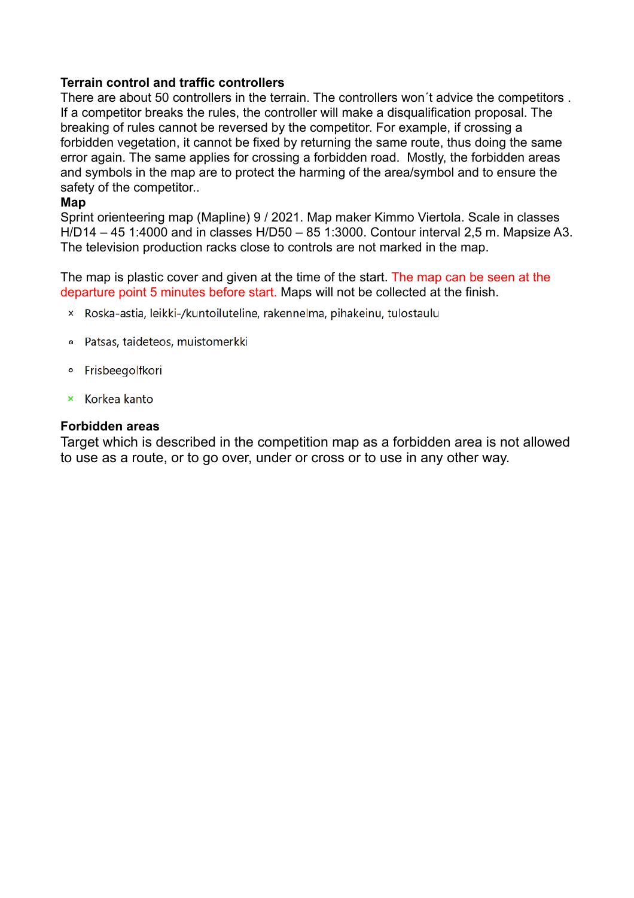**Terrain control and traffic controllers**

There are about 50 controllers in the terrain. The controllers won´t advice the competitors . If a competitor breaks the rules, the controller will make a disqualification proposal. The breaking of rules cannot be reversed by the competitor. For example, if crossing a forbidden vegetation, it cannot be fixed by returning the same route, thus doing the same error again. The same applies for crossing a forbidden road. Mostly, the forbidden areas and symbols in the map are to protect the harming of the area/symbol and to ensure the safety of the competitor..

**Map**

Sprint orienteering map (Mapline) 9 / 2021. Map maker Kimmo Viertola. Scale in classes H/D14 – 45 1:4000 and in classes H/D50 – 85 1:3000. Contour interval 2,5 m. Mapsize A3. The television production racks close to controls are not marked in the map.

The map is plastic cover and given at the time of the start. The map can be seen at the departure point 5 minutes before start. Maps will not be collected at the finish.

- × Roska-astia, leikki-/kuntoiluteline, rakennelma, pihakeinu, tulostaulu
- ∘ Patsas, taideteos, muistomerkki
- ∘ Frisbeegolfkori
- × Korkea kanto

**Forbidden areas**

Target which is described in the competition map as a forbidden area is not allowed to use as a route, or to go over, under or cross or to use in any other way.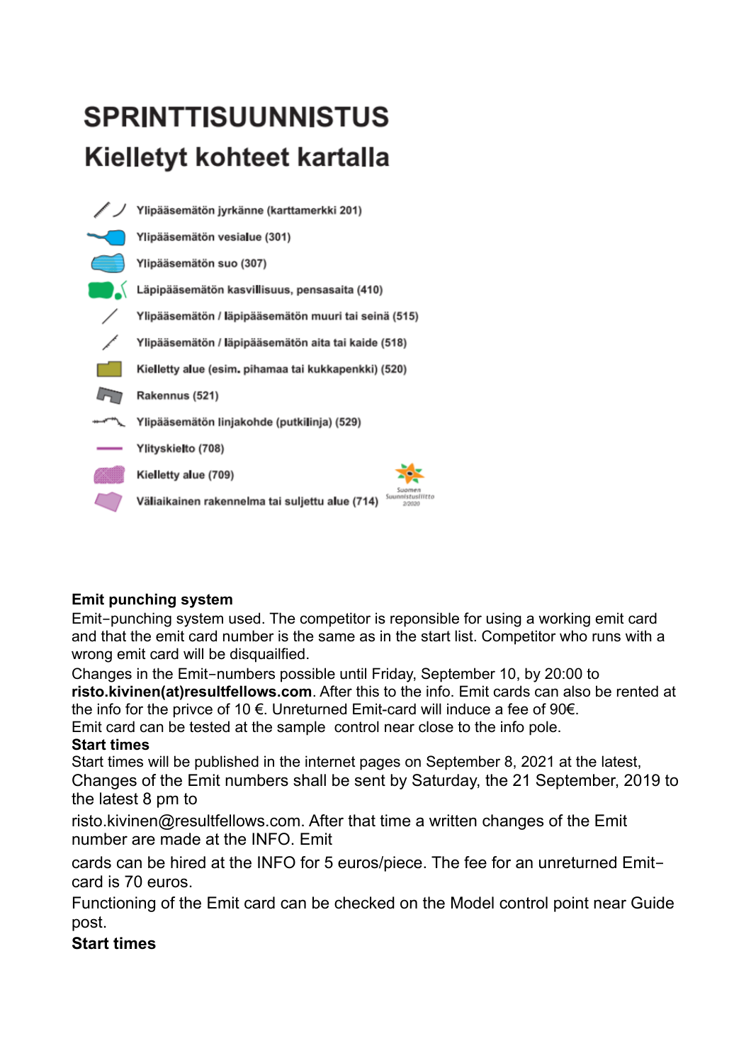# SPRINTTISUUNNISTUS

## Kielletyt kohteet kartalla

- Ylipääsemätön jyrkänne (karttamerkki 201)
- Ylipääsemätön vesialue (301)
- Ylipääsemätön suo (307)
- Läpipääsemätön kasvillisuus, pensasaita (410)
- Ylipääsemätön / läpipääsemätön muuri tai seinä (515)
- Ylipääsemätön / läpipääsemätön aita tai kaide (518)
- Kielletty alue (esim. pihamaa tai kukkapenkki) (520)
- Rakennus (521)
- Ylipääsemätön linjakohde (putkilinja) (529)
- Ylityskielto (708)
- Kielletty alue (709)
- Väliaikainen rakennelma tai suljettu alue (714)

Suomen Suunnistusliitto 2/2020

**Emit punching system**

Emit-punching system used. The competitor is reponsible for using a working emit card and that the emit card number is the same as in the start list. Competitor who runs with a wrong emit card will be disquailfied.

Changes in the Emit-numbers possible until Friday, September 10, by 20:00 to **risto.kivinen(at)resultfellows.com**. After this to the info. Emit cards can also be rented at the info for the privce of 10 €. Unreturned Emit-card will induce a fee of 90€.

Emit card can be tested at the sample control near close to the info pole.

**Start times**

Start times will be published in the internet pages on September 8, 2021 at the latest, Changes of the Emit numbers shall be sent by Saturday, the 21 September, 2019 to the latest 8 pm to

risto.kivinen@resultfellows.com. After that time a written changes of the Emit number are made at the INFO. Emit

cards can be hired at the INFO for 5 euros/piece. The fee for an unreturned Emit-card is 70 euros.

Functioning of the Emit card can be checked on the Model control point near Guide post.

**Start times**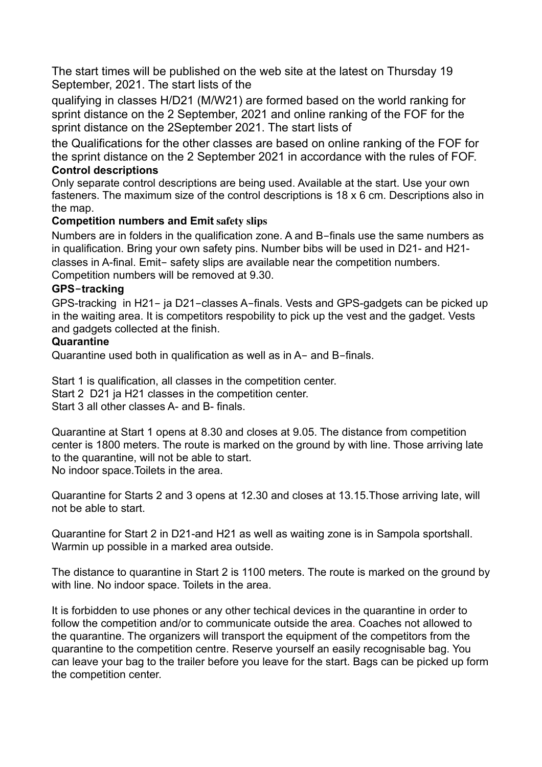The start times will be published on the web site at the latest on Thursday 19 September, 2021. The start lists of the

qualifying in classes H/D21 (M/W21) are formed based on the world ranking for sprint distance on the 2 September, 2021 and online ranking of the FOF for the sprint distance on the 2September 2021. The start lists of

the Qualifications for the other classes are based on online ranking of the FOF for the sprint distance on the 2 September 2021 in accordance with the rules of FOF.

**Control descriptions**

Only separate control descriptions are being used. Available at the start. Use your own fasteners. The maximum size of the control descriptions is 18 x 6 cm. Descriptions also in the map.

**Competition numbers and Emit safety slips**

Numbers are in folders in the qualification zone. A and B−finals use the same numbers as in qualification. Bring your own safety pins. Number bibs will be used in D21- and H21-classes in A-final. Emit− safety slips are available near the competition numbers. Competition numbers will be removed at 9.30.

**GPS−tracking**

GPS-tracking in H21− ja D21−classes A−finals. Vests and GPS-gadgets can be picked up in the waiting area. It is competitors respobility to pick up the vest and the gadget. Vests and gadgets collected at the finish.

**Quarantine**

Quarantine used both in qualification as well as in A− and B−finals.

Start 1 is qualification, all classes in the competition center.
Start 2 D21 ja H21 classes in the competition center.
Start 3 all other classes A- and B- finals.

Quarantine at Start 1 opens at 8.30 and closes at 9.05. The distance from competition center is 1800 meters. The route is marked on the ground by with line. Those arriving late to the quarantine, will not be able to start.
No indoor space.Toilets in the area.

Quarantine for Starts 2 and 3 opens at 12.30 and closes at 13.15.Those arriving late, will not be able to start.

Quarantine for Start 2 in D21-and H21 as well as waiting zone is in Sampola sportshall. Warmin up possible in a marked area outside.

The distance to quarantine in Start 2 is 1100 meters. The route is marked on the ground by with line. No indoor space. Toilets in the area.

It is forbidden to use phones or any other techical devices in the quarantine in order to follow the competition and/or to communicate outside the area. Coaches not allowed to the quarantine. The organizers will transport the equipment of the competitors from the quarantine to the competition centre. Reserve yourself an easily recognisable bag. You can leave your bag to the trailer before you leave for the start. Bags can be picked up form the competition center.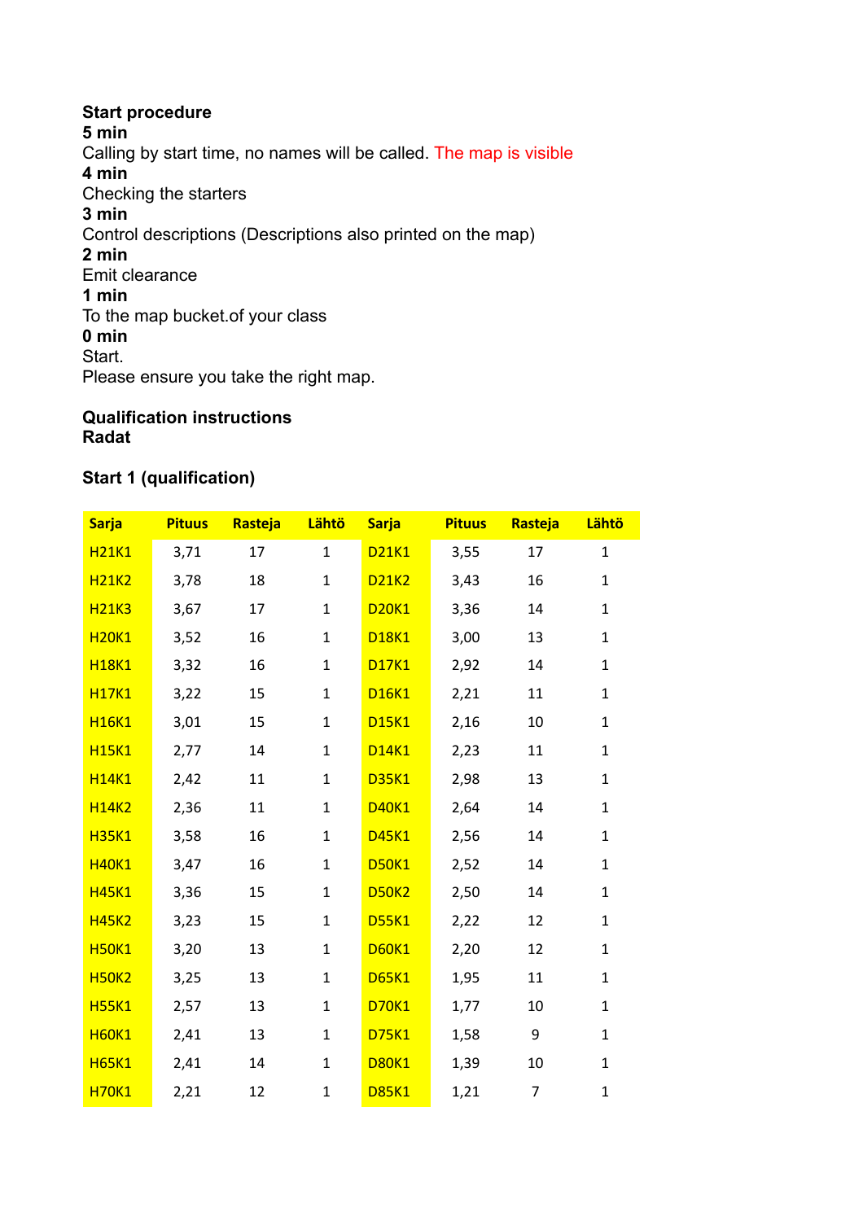**Start procedure**

**5 min**

Calling by start time, no names will be called. The map is visible

**4 min**

Checking the starters

**3 min**

Control descriptions (Descriptions also printed on the map)

**2 min**

Emit clearance

**1 min**

To the map bucket.of your class

**0 min**

Start.

Please ensure you take the right map.

**Qualification instructions**

**Radat**

**Start 1 (qualification)**

| Sarja | Pituus | Rasteja | Lähtö | Sarja | Pituus | Rasteja | Lähtö |
|---|---|---|---|---|---|---|---|
| H21K1 | 3,71 | 17 | 1 | D21K1 | 3,55 | 17 | 1 |
| H21K2 | 3,78 | 18 | 1 | D21K2 | 3,43 | 16 | 1 |
| H21K3 | 3,67 | 17 | 1 | D20K1 | 3,36 | 14 | 1 |
| H20K1 | 3,52 | 16 | 1 | D18K1 | 3,00 | 13 | 1 |
| H18K1 | 3,32 | 16 | 1 | D17K1 | 2,92 | 14 | 1 |
| H17K1 | 3,22 | 15 | 1 | D16K1 | 2,21 | 11 | 1 |
| H16K1 | 3,01 | 15 | 1 | D15K1 | 2,16 | 10 | 1 |
| H15K1 | 2,77 | 14 | 1 | D14K1 | 2,23 | 11 | 1 |
| H14K1 | 2,42 | 11 | 1 | D35K1 | 2,98 | 13 | 1 |
| H14K2 | 2,36 | 11 | 1 | D40K1 | 2,64 | 14 | 1 |
| H35K1 | 3,58 | 16 | 1 | D45K1 | 2,56 | 14 | 1 |
| H40K1 | 3,47 | 16 | 1 | D50K1 | 2,52 | 14 | 1 |
| H45K1 | 3,36 | 15 | 1 | D50K2 | 2,50 | 14 | 1 |
| H45K2 | 3,23 | 15 | 1 | D55K1 | 2,22 | 12 | 1 |
| H50K1 | 3,20 | 13 | 1 | D60K1 | 2,20 | 12 | 1 |
| H50K2 | 3,25 | 13 | 1 | D65K1 | 1,95 | 11 | 1 |
| H55K1 | 2,57 | 13 | 1 | D70K1 | 1,77 | 10 | 1 |
| H60K1 | 2,41 | 13 | 1 | D75K1 | 1,58 | 9 | 1 |
| H65K1 | 2,41 | 14 | 1 | D80K1 | 1,39 | 10 | 1 |
| H70K1 | 2,21 | 12 | 1 | D85K1 | 1,21 | 7 | 1 |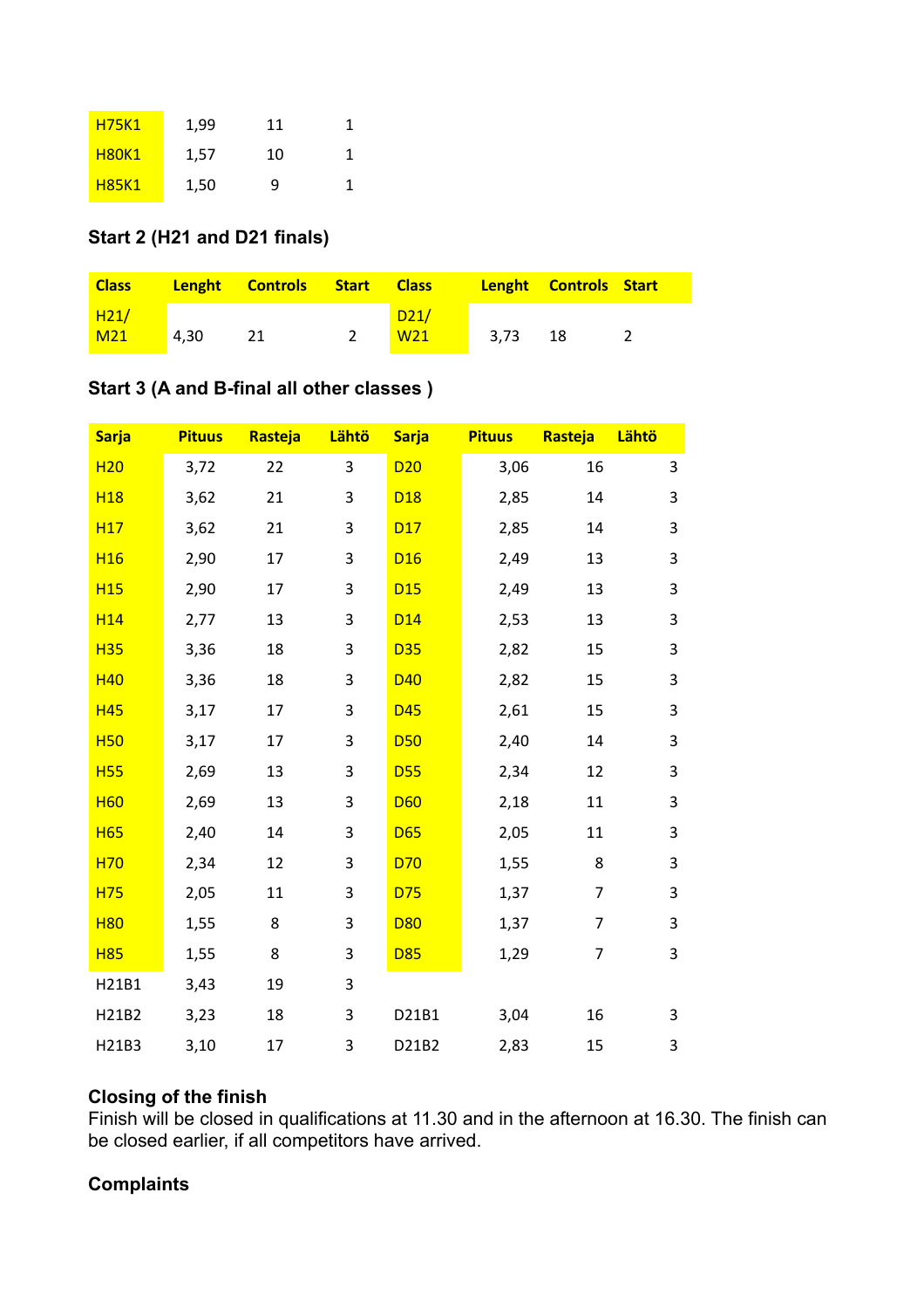| | | | |
|---|---|---|---|
| H75K1 | 1,99 | 11 | 1 |
| H80K1 | 1,57 | 10 | 1 |
| H85K1 | 1,50 | 9 | 1 |

**Start 2 (H21 and D21 finals)**

| Class | Lenght | Controls | Start | Class | Lenght | Controls | Start |
|---|---|---|---|---|---|---|---|
| H21/ M21 | 4,30 | 21 | 2 | D21/ W21 | 3,73 | 18 | 2 |

**Start 3 (A and B-final all other classes )**

| Sarja | Pituus | Rasteja | Lähtö | Sarja | Pituus | Rasteja | Lähtö |
|---|---|---|---|---|---|---|---|
| H20 | 3,72 | 22 | 3 | D20 | 3,06 | 16 | 3 |
| H18 | 3,62 | 21 | 3 | D18 | 2,85 | 14 | 3 |
| H17 | 3,62 | 21 | 3 | D17 | 2,85 | 14 | 3 |
| H16 | 2,90 | 17 | 3 | D16 | 2,49 | 13 | 3 |
| H15 | 2,90 | 17 | 3 | D15 | 2,49 | 13 | 3 |
| H14 | 2,77 | 13 | 3 | D14 | 2,53 | 13 | 3 |
| H35 | 3,36 | 18 | 3 | D35 | 2,82 | 15 | 3 |
| H40 | 3,36 | 18 | 3 | D40 | 2,82 | 15 | 3 |
| H45 | 3,17 | 17 | 3 | D45 | 2,61 | 15 | 3 |
| H50 | 3,17 | 17 | 3 | D50 | 2,40 | 14 | 3 |
| H55 | 2,69 | 13 | 3 | D55 | 2,34 | 12 | 3 |
| H60 | 2,69 | 13 | 3 | D60 | 2,18 | 11 | 3 |
| H65 | 2,40 | 14 | 3 | D65 | 2,05 | 11 | 3 |
| H70 | 2,34 | 12 | 3 | D70 | 1,55 | 8 | 3 |
| H75 | 2,05 | 11 | 3 | D75 | 1,37 | 7 | 3 |
| H80 | 1,55 | 8 | 3 | D80 | 1,37 | 7 | 3 |
| H85 | 1,55 | 8 | 3 | D85 | 1,29 | 7 | 3 |
| H21B1 | 3,43 | 19 | 3 | | | | |
| H21B2 | 3,23 | 18 | 3 | D21B1 | 3,04 | 16 | 3 |
| H21B3 | 3,10 | 17 | 3 | D21B2 | 2,83 | 15 | 3 |

**Closing of the finish**

Finish will be closed in qualifications at 11.30 and in the afternoon at 16.30. The finish can be closed earlier, if all competitors have arrived.

**Complaints**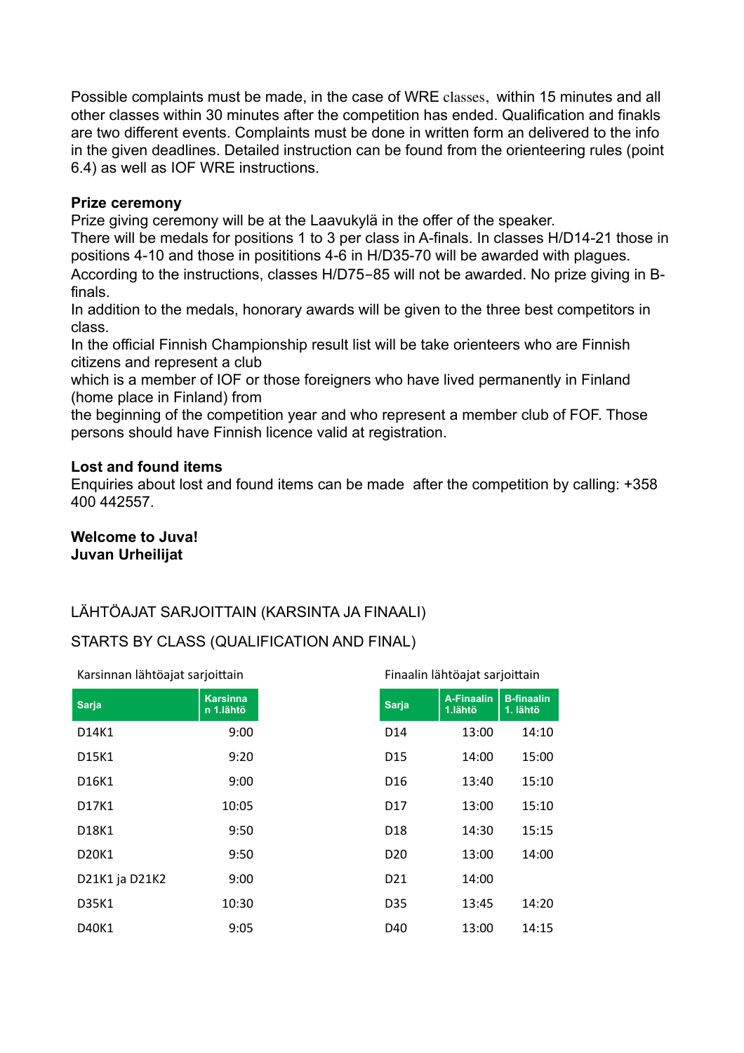Possible complaints must be made, in the case of WRE classes, within 15 minutes and all other classes within 30 minutes after the competition has ended. Qualification and finakls are two different events. Complaints must be done in written form an delivered to the info in the given deadlines. Detailed instruction can be found from the orienteering rules (point 6.4) as well as IOF WRE instructions.

**Prize ceremony**

Prize giving ceremony will be at the Laavukylä in the offer of the speaker.
There will be medals for positions 1 to 3 per class in A-finals. In classes H/D14-21 those in positions 4-10 and those in posititions 4-6 in H/D35-70 will be awarded with plagues.
According to the instructions, classes H/D75−85 will not be awarded. No prize giving in B-finals.
In addition to the medals, honorary awards will be given to the three best competitors in class.
In the official Finnish Championship result list will be take orienteers who are Finnish citizens and represent a club
which is a member of IOF or those foreigners who have lived permanently in Finland (home place in Finland) from
the beginning of the competition year and who represent a member club of FOF. Those persons should have Finnish licence valid at registration.

**Lost and found items**

Enquiries about lost and found items can be made after the competition by calling: +358 400 442557.

**Welcome to Juva!**
**Juvan Urheilijat**

LÄHTÖAJAT SARJOITTAIN (KARSINTA JA FINAALI)

STARTS BY CLASS (QUALIFICATION AND FINAL)

Karsinnan lähtöajat sarjoittain

| Sarja | Karsinnan 1.lähtö |
|---|---|
| D14K1 | 9:00 |
| D15K1 | 9:20 |
| D16K1 | 9:00 |
| D17K1 | 10:05 |
| D18K1 | 9:50 |
| D20K1 | 9:50 |
| D21K1 ja D21K2 | 9:00 |
| D35K1 | 10:30 |
| D40K1 | 9:05 |

Finaalin lähtöajat sarjoittain

| Sarja | A-Finaalin 1.lähtö | B-finaalin 1. lähtö |
|---|---|---|
| D14 | 13:00 | 14:10 |
| D15 | 14:00 | 15:00 |
| D16 | 13:40 | 15:10 |
| D17 | 13:00 | 15:10 |
| D18 | 14:30 | 15:15 |
| D20 | 13:00 | 14:00 |
| D21 | 14:00 | |
| D35 | 13:45 | 14:20 |
| D40 | 13:00 | 14:15 |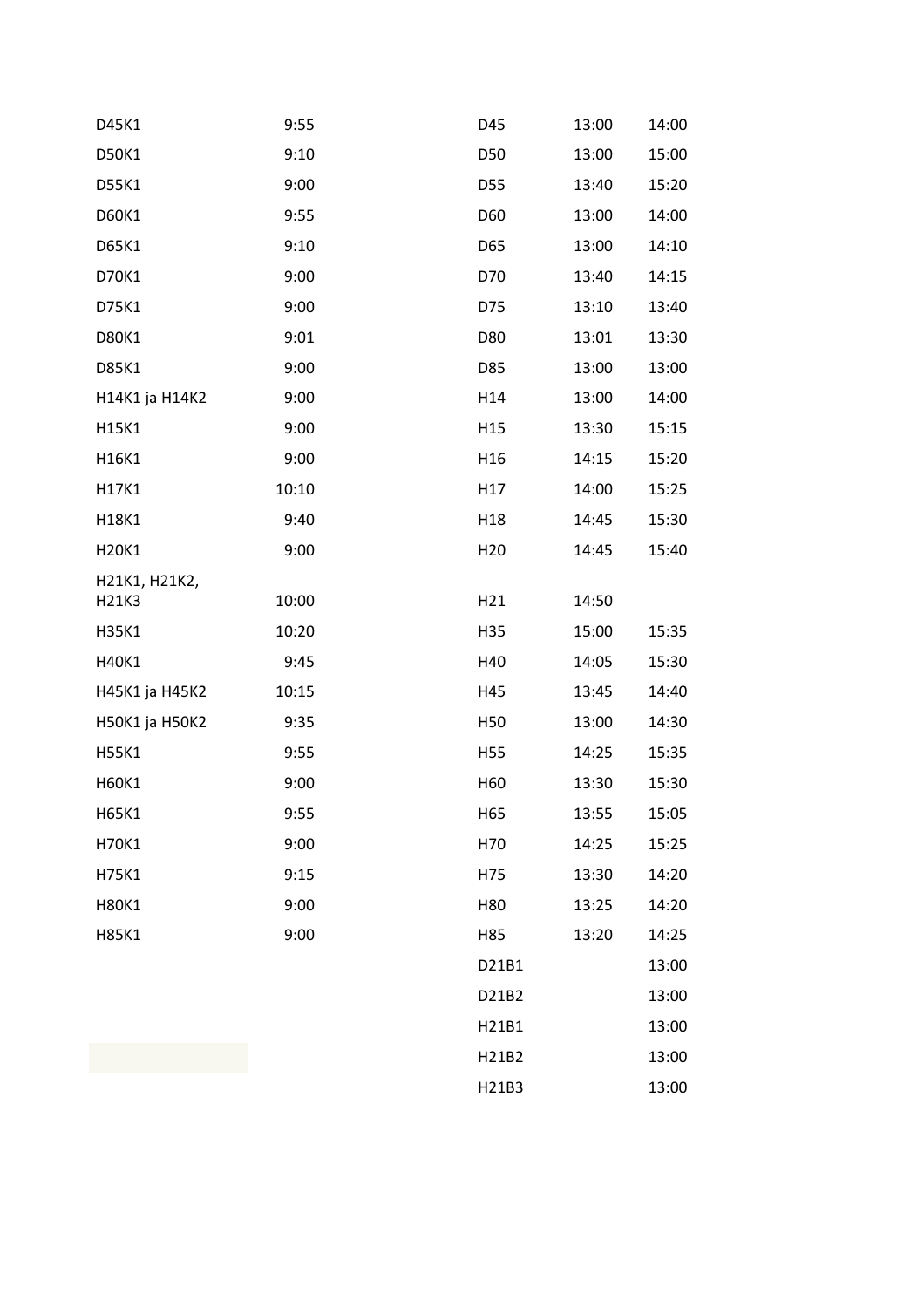| | |
|---|---|
| D45K1 | 9:55 |
| D50K1 | 9:10 |
| D55K1 | 9:00 |
| D60K1 | 9:55 |
| D65K1 | 9:10 |
| D70K1 | 9:00 |
| D75K1 | 9:00 |
| D80K1 | 9:01 |
| D85K1 | 9:00 |
| H14K1 ja H14K2 | 9:00 |
| H15K1 | 9:00 |
| H16K1 | 9:00 |
| H17K1 | 10:10 |
| H18K1 | 9:40 |
| H20K1 | 9:00 |
| H21K1, H21K2, H21K3 | 10:00 |
| H35K1 | 10:20 |
| H40K1 | 9:45 |
| H45K1 ja H45K2 | 10:15 |
| H50K1 ja H50K2 | 9:35 |
| H55K1 | 9:55 |
| H60K1 | 9:00 |
| H65K1 | 9:55 |
| H70K1 | 9:00 |
| H75K1 | 9:15 |
| H80K1 | 9:00 |
| H85K1 | 9:00 |

| | | |
|---|---|---|
| D45 | 13:00 | 14:00 |
| D50 | 13:00 | 15:00 |
| D55 | 13:40 | 15:20 |
| D60 | 13:00 | 14:00 |
| D65 | 13:00 | 14:10 |
| D70 | 13:40 | 14:15 |
| D75 | 13:10 | 13:40 |
| D80 | 13:01 | 13:30 |
| D85 | 13:00 | 13:00 |
| H14 | 13:00 | 14:00 |
| H15 | 13:30 | 15:15 |
| H16 | 14:15 | 15:20 |
| H17 | 14:00 | 15:25 |
| H18 | 14:45 | 15:30 |
| H20 | 14:45 | 15:40 |
| H21 | 14:50 | |
| H35 | 15:00 | 15:35 |
| H40 | 14:05 | 15:30 |
| H45 | 13:45 | 14:40 |
| H50 | 13:00 | 14:30 |
| H55 | 14:25 | 15:35 |
| H60 | 13:30 | 15:30 |
| H65 | 13:55 | 15:05 |
| H70 | 14:25 | 15:25 |
| H75 | 13:30 | 14:20 |
| H80 | 13:25 | 14:20 |
| H85 | 13:20 | 14:25 |
| D21B1 | | 13:00 |
| D21B2 | | 13:00 |
| H21B1 | | 13:00 |
| H21B2 | | 13:00 |
| H21B3 | | 13:00 |